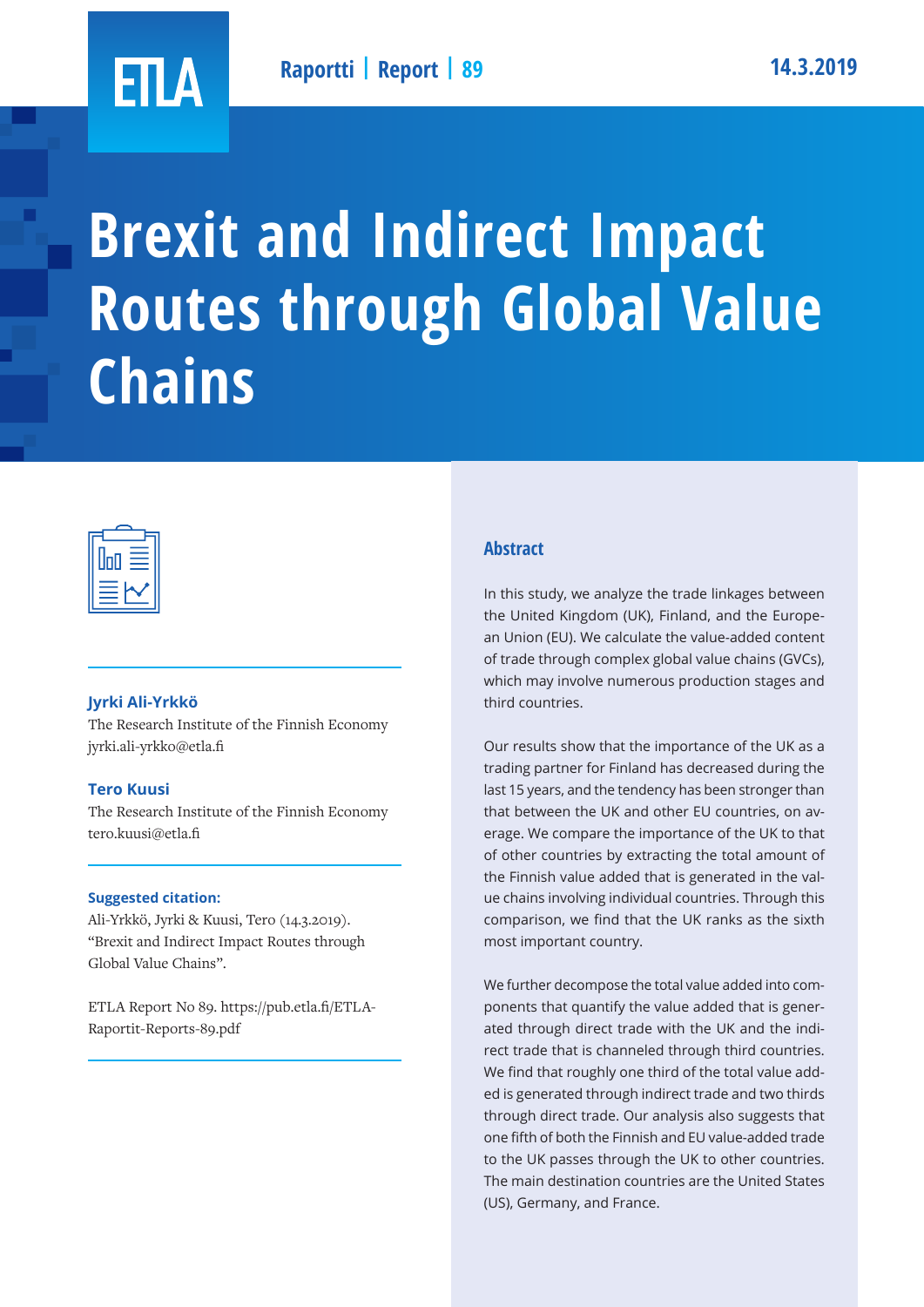ETLA

Raportti | Report | 89

14.3.2019

# Brexit and Indirect Impact Routes through Global Value Chains

**Jyrki Ali-Yrkkö**
The Research Institute of the Finnish Economy
jyrki.ali-yrkko@etla.fi

**Tero Kuusi**
The Research Institute of the Finnish Economy
tero.kuusi@etla.fi

**Suggested citation:**
Ali-Yrkkö, Jyrki & Kuusi, Tero (14.3.2019). "Brexit and Indirect Impact Routes through Global Value Chains".

ETLA Report No 89. https://pub.etla.fi/ETLA-Raportit-Reports-89.pdf

## Abstract

In this study, we analyze the trade linkages between the United Kingdom (UK), Finland, and the European Union (EU). We calculate the value-added content of trade through complex global value chains (GVCs), which may involve numerous production stages and third countries.

Our results show that the importance of the UK as a trading partner for Finland has decreased during the last 15 years, and the tendency has been stronger than that between the UK and other EU countries, on average. We compare the importance of the UK to that of other countries by extracting the total amount of the Finnish value added that is generated in the value chains involving individual countries. Through this comparison, we find that the UK ranks as the sixth most important country.

We further decompose the total value added into components that quantify the value added that is generated through direct trade with the UK and the indirect trade that is channeled through third countries. We find that roughly one third of the total value added is generated through indirect trade and two thirds through direct trade. Our analysis also suggests that one fifth of both the Finnish and EU value-added trade to the UK passes through the UK to other countries. The main destination countries are the United States (US), Germany, and France.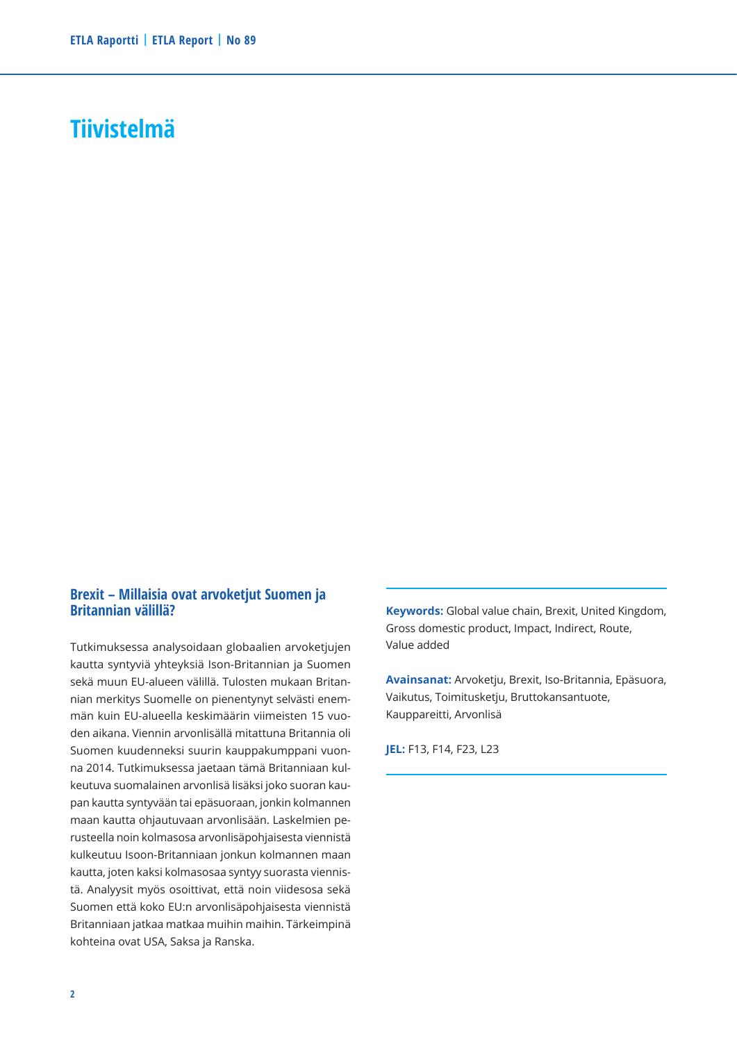# Tiivistelmä

## Brexit – Millaisia ovat arvoketjut Suomen ja Britannian välillä?

Tutkimuksessa analysoidaan globaalien arvoketjujen kautta syntyviä yhteyksiä Ison-Britannian ja Suomen sekä muun EU-alueen välillä. Tulosten mukaan Britannian merkitys Suomelle on pienentynyt selvästi enemmän kuin EU-alueella keskimäärin viimeisten 15 vuoden aikana. Viennin arvonlisällä mitattuna Britannia oli Suomen kuudenneksi suurin kauppakumppani vuonna 2014. Tutkimuksessa jaetaan tämä Britanniaan kulkeutuva suomalainen arvonlisä lisäksi joko suoran kaupan kautta syntyvään tai epäsuoraan, jonkin kolmannen maan kautta ohjautuvaan arvonlisään. Laskelmien perusteella noin kolmasosa arvonlisäpohjaisesta viennistä kulkeutuu Isoon-Britanniaan jonkun kolmannen maan kautta, joten kaksi kolmasosaa syntyy suorasta viennistä. Analyysit myös osoittivat, että noin viidesosa sekä Suomen että koko EU:n arvonlisäpohjaisesta viennistä Britanniaan jatkaa matkaa muihin maihin. Tärkeimpinä kohteina ovat USA, Saksa ja Ranska.

**Keywords:** Global value chain, Brexit, United Kingdom, Gross domestic product, Impact, Indirect, Route, Value added

**Avainsanat:** Arvoketju, Brexit, Iso-Britannia, Epäsuora, Vaikutus, Toimitusketju, Bruttokansantuote, Kauppareitti, Arvonlisä

**JEL:** F13, F14, F23, L23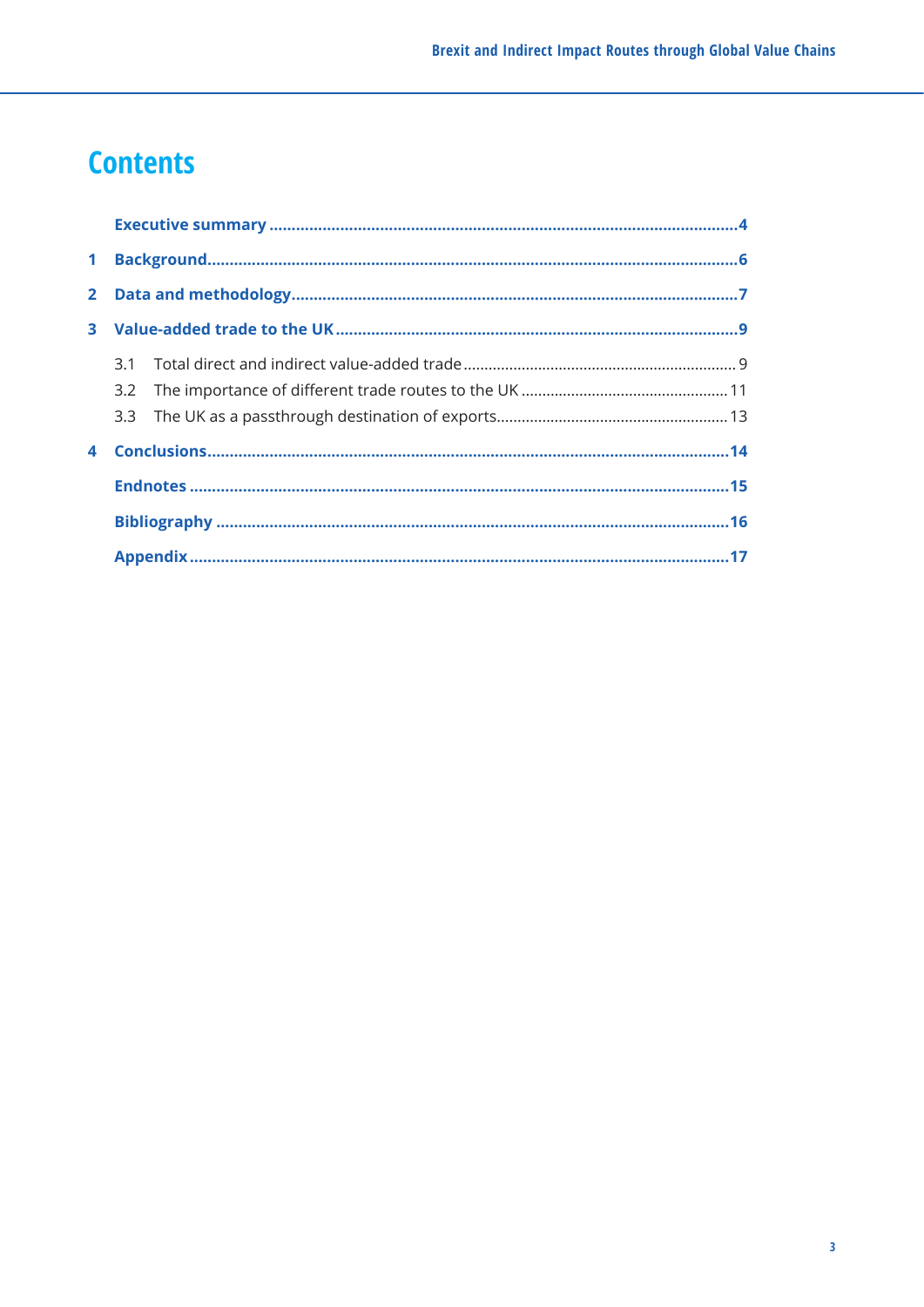# Contents

**Executive summary** ....................................................................................................4

**1 Background**.............................................................................................................6

**2 Data and methodology**...........................................................................................7

**3 Value-added trade to the UK** ................................................................................9

3.1 Total direct and indirect value-added trade ............................................................ 9

3.2 The importance of different trade routes to the UK ............................................. 11

3.3 The UK as a passthrough destination of exports................................................... 13

**4 Conclusions**............................................................................................................14

**Endnotes** ..................................................................................................................15

**Bibliography** ............................................................................................................16

**Appendix** ..................................................................................................................17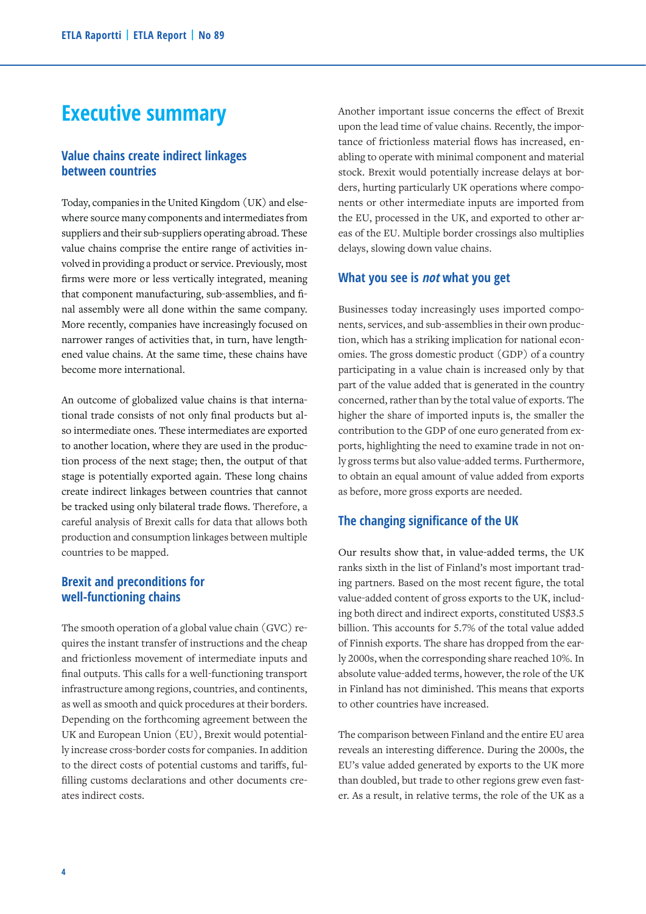# Executive summary

## Value chains create indirect linkages between countries

Today, companies in the United Kingdom (UK) and elsewhere source many components and intermediates from suppliers and their sub-suppliers operating abroad. These value chains comprise the entire range of activities involved in providing a product or service. Previously, most firms were more or less vertically integrated, meaning that component manufacturing, sub-assemblies, and final assembly were all done within the same company. More recently, companies have increasingly focused on narrower ranges of activities that, in turn, have lengthened value chains. At the same time, these chains have become more international.

An outcome of globalized value chains is that international trade consists of not only final products but also intermediate ones. These intermediates are exported to another location, where they are used in the production process of the next stage; then, the output of that stage is potentially exported again. These long chains create indirect linkages between countries that cannot be tracked using only bilateral trade flows. Therefore, a careful analysis of Brexit calls for data that allows both production and consumption linkages between multiple countries to be mapped.

## Brexit and preconditions for well-functioning chains

The smooth operation of a global value chain (GVC) requires the instant transfer of instructions and the cheap and frictionless movement of intermediate inputs and final outputs. This calls for a well-functioning transport infrastructure among regions, countries, and continents, as well as smooth and quick procedures at their borders. Depending on the forthcoming agreement between the UK and European Union (EU), Brexit would potentially increase cross-border costs for companies. In addition to the direct costs of potential customs and tariffs, fulfilling customs declarations and other documents creates indirect costs.

Another important issue concerns the effect of Brexit upon the lead time of value chains. Recently, the importance of frictionless material flows has increased, enabling to operate with minimal component and material stock. Brexit would potentially increase delays at borders, hurting particularly UK operations where components or other intermediate inputs are imported from the EU, processed in the UK, and exported to other areas of the EU. Multiple border crossings also multiplies delays, slowing down value chains.

## What you see is *not* what you get

Businesses today increasingly uses imported components, services, and sub-assemblies in their own production, which has a striking implication for national economies. The gross domestic product (GDP) of a country participating in a value chain is increased only by that part of the value added that is generated in the country concerned, rather than by the total value of exports. The higher the share of imported inputs is, the smaller the contribution to the GDP of one euro generated from exports, highlighting the need to examine trade in not only gross terms but also value-added terms. Furthermore, to obtain an equal amount of value added from exports as before, more gross exports are needed.

## The changing significance of the UK

Our results show that, in value-added terms, the UK ranks sixth in the list of Finland's most important trading partners. Based on the most recent figure, the total value-added content of gross exports to the UK, including both direct and indirect exports, constituted US$3.5 billion. This accounts for 5.7% of the total value added of Finnish exports. The share has dropped from the early 2000s, when the corresponding share reached 10%. In absolute value-added terms, however, the role of the UK in Finland has not diminished. This means that exports to other countries have increased.

The comparison between Finland and the entire EU area reveals an interesting difference. During the 2000s, the EU's value added generated by exports to the UK more than doubled, but trade to other regions grew even faster. As a result, in relative terms, the role of the UK as a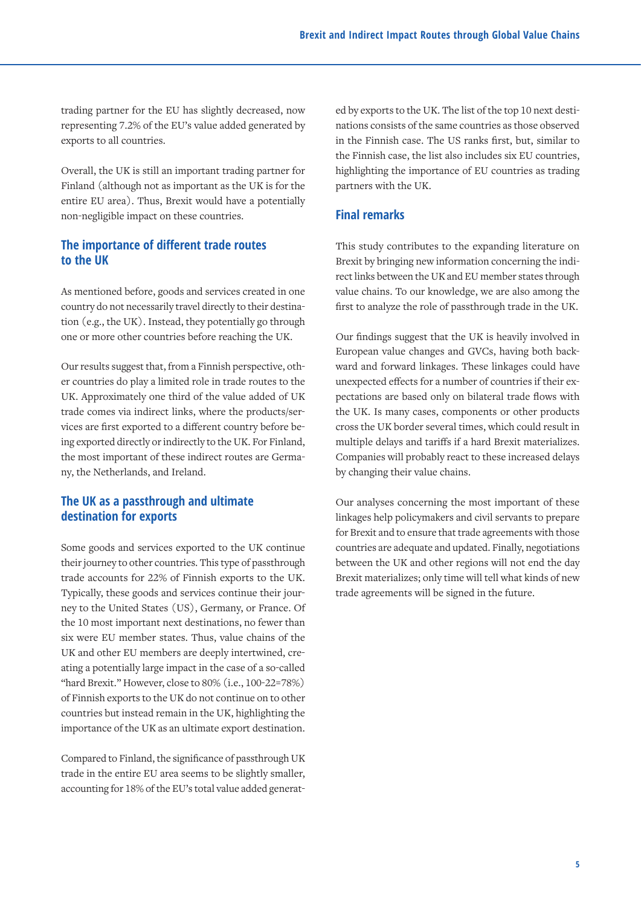trading partner for the EU has slightly decreased, now representing 7.2% of the EU's value added generated by exports to all countries.

Overall, the UK is still an important trading partner for Finland (although not as important as the UK is for the entire EU area). Thus, Brexit would have a potentially non-negligible impact on these countries.

## The importance of different trade routes to the UK

As mentioned before, goods and services created in one country do not necessarily travel directly to their destination (e.g., the UK). Instead, they potentially go through one or more other countries before reaching the UK.

Our results suggest that, from a Finnish perspective, other countries do play a limited role in trade routes to the UK. Approximately one third of the value added of UK trade comes via indirect links, where the products/services are first exported to a different country before being exported directly or indirectly to the UK. For Finland, the most important of these indirect routes are Germany, the Netherlands, and Ireland.

## The UK as a passthrough and ultimate destination for exports

Some goods and services exported to the UK continue their journey to other countries. This type of passthrough trade accounts for 22% of Finnish exports to the UK. Typically, these goods and services continue their journey to the United States (US), Germany, or France. Of the 10 most important next destinations, no fewer than six were EU member states. Thus, value chains of the UK and other EU members are deeply intertwined, creating a potentially large impact in the case of a so-called "hard Brexit." However, close to 80% (i.e., 100-22=78%) of Finnish exports to the UK do not continue on to other countries but instead remain in the UK, highlighting the importance of the UK as an ultimate export destination.

Compared to Finland, the significance of passthrough UK trade in the entire EU area seems to be slightly smaller, accounting for 18% of the EU's total value added generated by exports to the UK. The list of the top 10 next destinations consists of the same countries as those observed in the Finnish case. The US ranks first, but, similar to the Finnish case, the list also includes six EU countries, highlighting the importance of EU countries as trading partners with the UK.

## Final remarks

This study contributes to the expanding literature on Brexit by bringing new information concerning the indirect links between the UK and EU member states through value chains. To our knowledge, we are also among the first to analyze the role of passthrough trade in the UK.

Our findings suggest that the UK is heavily involved in European value changes and GVCs, having both backward and forward linkages. These linkages could have unexpected effects for a number of countries if their expectations are based only on bilateral trade flows with the UK. Is many cases, components or other products cross the UK border several times, which could result in multiple delays and tariffs if a hard Brexit materializes. Companies will probably react to these increased delays by changing their value chains.

Our analyses concerning the most important of these linkages help policymakers and civil servants to prepare for Brexit and to ensure that trade agreements with those countries are adequate and updated. Finally, negotiations between the UK and other regions will not end the day Brexit materializes; only time will tell what kinds of new trade agreements will be signed in the future.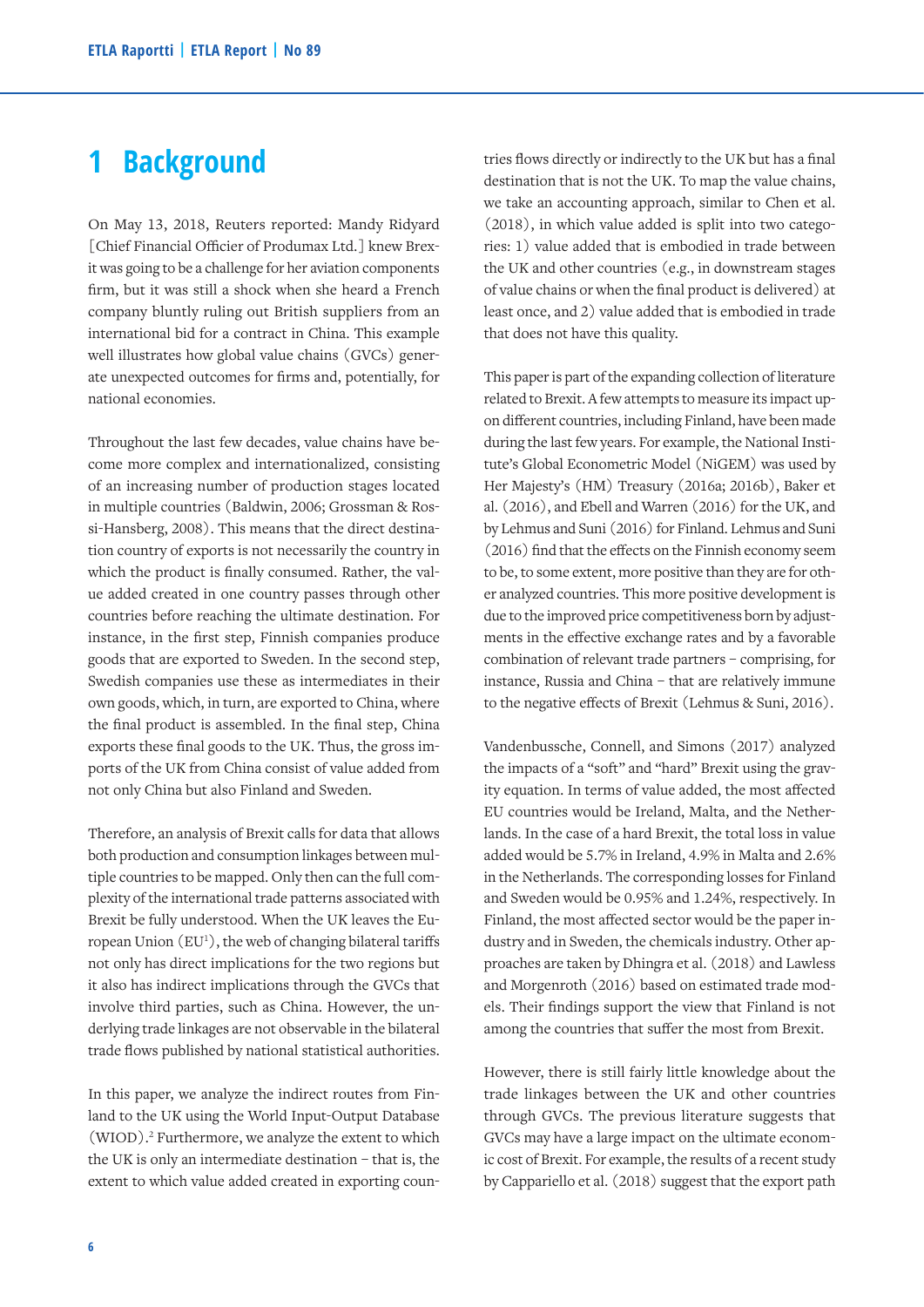# 1 Background

On May 13, 2018, Reuters reported: Mandy Ridyard [Chief Financial Officer of Produmax Ltd.] knew Brexit was going to be a challenge for her aviation components firm, but it was still a shock when she heard a French company bluntly ruling out British suppliers from an international bid for a contract in China. This example well illustrates how global value chains (GVCs) generate unexpected outcomes for firms and, potentially, for national economies.

Throughout the last few decades, value chains have become more complex and internationalized, consisting of an increasing number of production stages located in multiple countries (Baldwin, 2006; Grossman & Rossi-Hansberg, 2008). This means that the direct destination country of exports is not necessarily the country in which the product is finally consumed. Rather, the value added created in one country passes through other countries before reaching the ultimate destination. For instance, in the first step, Finnish companies produce goods that are exported to Sweden. In the second step, Swedish companies use these as intermediates in their own goods, which, in turn, are exported to China, where the final product is assembled. In the final step, China exports these final goods to the UK. Thus, the gross imports of the UK from China consist of value added from not only China but also Finland and Sweden.

Therefore, an analysis of Brexit calls for data that allows both production and consumption linkages between multiple countries to be mapped. Only then can the full complexity of the international trade patterns associated with Brexit be fully understood. When the UK leaves the European Union (EU[1]), the web of changing bilateral tariffs not only has direct implications for the two regions but it also has indirect implications through the GVCs that involve third parties, such as China. However, the underlying trade linkages are not observable in the bilateral trade flows published by national statistical authorities.

In this paper, we analyze the indirect routes from Finland to the UK using the World Input-Output Database (WIOD).[2] Furthermore, we analyze the extent to which the UK is only an intermediate destination – that is, the extent to which value added created in exporting countries flows directly or indirectly to the UK but has a final destination that is not the UK. To map the value chains, we take an accounting approach, similar to Chen et al. (2018), in which value added is split into two categories: 1) value added that is embodied in trade between the UK and other countries (e.g., in downstream stages of value chains or when the final product is delivered) at least once, and 2) value added that is embodied in trade that does not have this quality.

This paper is part of the expanding collection of literature related to Brexit. A few attempts to measure its impact upon different countries, including Finland, have been made during the last few years. For example, the National Institute's Global Econometric Model (NiGEM) was used by Her Majesty's (HM) Treasury (2016a; 2016b), Baker et al. (2016), and Ebell and Warren (2016) for the UK, and by Lehmus and Suni (2016) for Finland. Lehmus and Suni (2016) find that the effects on the Finnish economy seem to be, to some extent, more positive than they are for other analyzed countries. This more positive development is due to the improved price competitiveness born by adjustments in the effective exchange rates and by a favorable combination of relevant trade partners – comprising, for instance, Russia and China – that are relatively immune to the negative effects of Brexit (Lehmus & Suni, 2016).

Vandenbussche, Connell, and Simons (2017) analyzed the impacts of a "soft" and "hard" Brexit using the gravity equation. In terms of value added, the most affected EU countries would be Ireland, Malta, and the Netherlands. In the case of a hard Brexit, the total loss in value added would be 5.7% in Ireland, 4.9% in Malta and 2.6% in the Netherlands. The corresponding losses for Finland and Sweden would be 0.95% and 1.24%, respectively. In Finland, the most affected sector would be the paper industry and in Sweden, the chemicals industry. Other approaches are taken by Dhingra et al. (2018) and Lawless and Morgenroth (2016) based on estimated trade models. Their findings support the view that Finland is not among the countries that suffer the most from Brexit.

However, there is still fairly little knowledge about the trade linkages between the UK and other countries through GVCs. The previous literature suggests that GVCs may have a large impact on the ultimate economic cost of Brexit. For example, the results of a recent study by Cappariello et al. (2018) suggest that the export path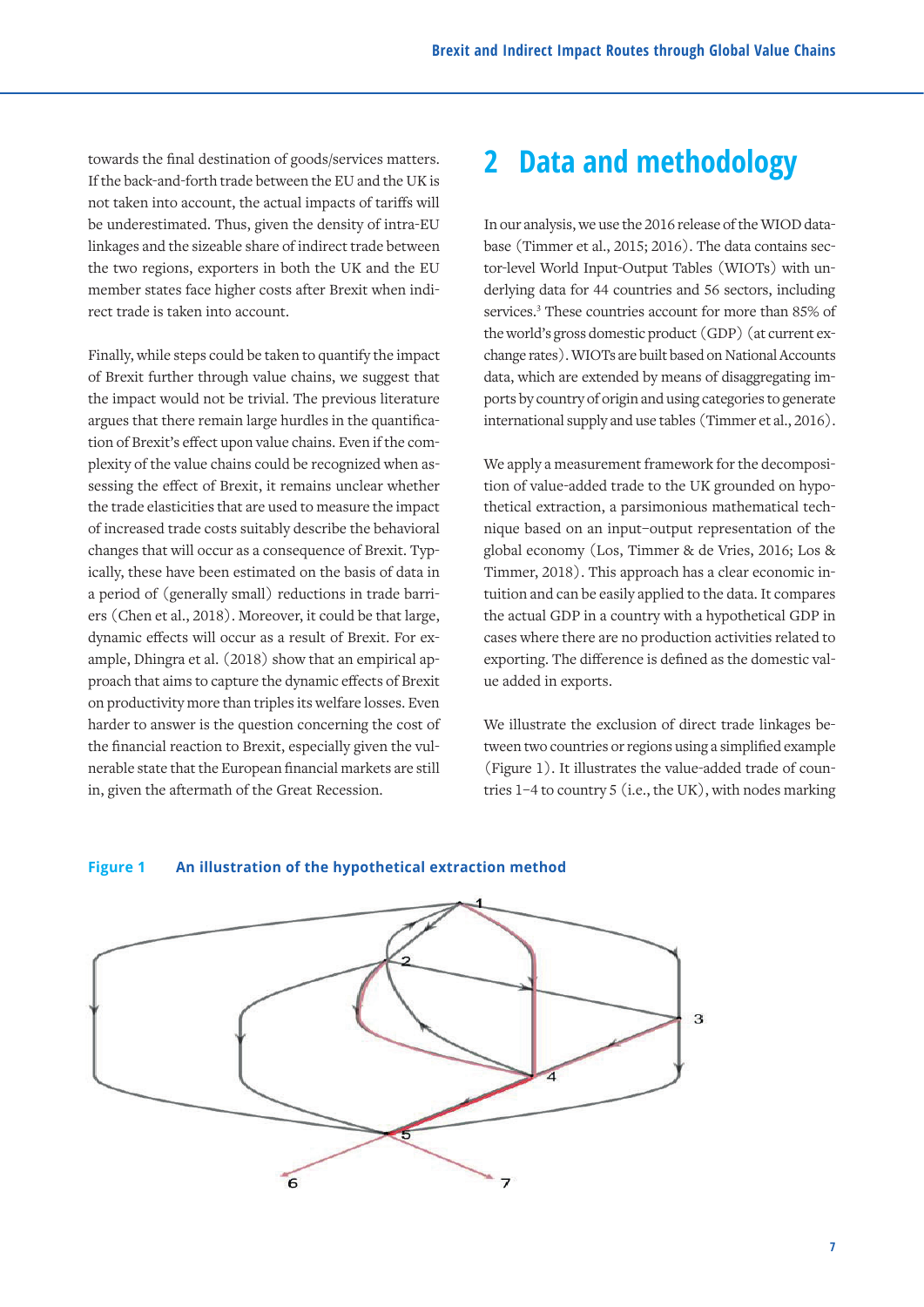towards the final destination of goods/services matters. If the back-and-forth trade between the EU and the UK is not taken into account, the actual impacts of tariffs will be underestimated. Thus, given the density of intra-EU linkages and the sizeable share of indirect trade between the two regions, exporters in both the UK and the EU member states face higher costs after Brexit when indirect trade is taken into account.

Finally, while steps could be taken to quantify the impact of Brexit further through value chains, we suggest that the impact would not be trivial. The previous literature argues that there remain large hurdles in the quantification of Brexit's effect upon value chains. Even if the complexity of the value chains could be recognized when assessing the effect of Brexit, it remains unclear whether the trade elasticities that are used to measure the impact of increased trade costs suitably describe the behavioral changes that will occur as a consequence of Brexit. Typically, these have been estimated on the basis of data in a period of (generally small) reductions in trade barriers (Chen et al., 2018). Moreover, it could be that large, dynamic effects will occur as a result of Brexit. For example, Dhingra et al. (2018) show that an empirical approach that aims to capture the dynamic effects of Brexit on productivity more than triples its welfare losses. Even harder to answer is the question concerning the cost of the financial reaction to Brexit, especially given the vulnerable state that the European financial markets are still in, given the aftermath of the Great Recession.

## 2 Data and methodology

In our analysis, we use the 2016 release of the WIOD database (Timmer et al., 2015; 2016). The data contains sector-level World Input-Output Tables (WIOTs) with underlying data for 44 countries and 56 sectors, including services.[3] These countries account for more than 85% of the world's gross domestic product (GDP) (at current exchange rates). WIOTs are built based on National Accounts data, which are extended by means of disaggregating imports by country of origin and using categories to generate international supply and use tables (Timmer et al., 2016).

We apply a measurement framework for the decomposition of value-added trade to the UK grounded on hypothetical extraction, a parsimonious mathematical technique based on an input–output representation of the global economy (Los, Timmer & de Vries, 2016; Los & Timmer, 2018). This approach has a clear economic intuition and can be easily applied to the data. It compares the actual GDP in a country with a hypothetical GDP in cases where there are no production activities related to exporting. The difference is defined as the domestic value added in exports.

We illustrate the exclusion of direct trade linkages between two countries or regions using a simplified example (Figure 1). It illustrates the value-added trade of countries 1–4 to country 5 (i.e., the UK), with nodes marking

**Figure 1** An illustration of the hypothetical extraction method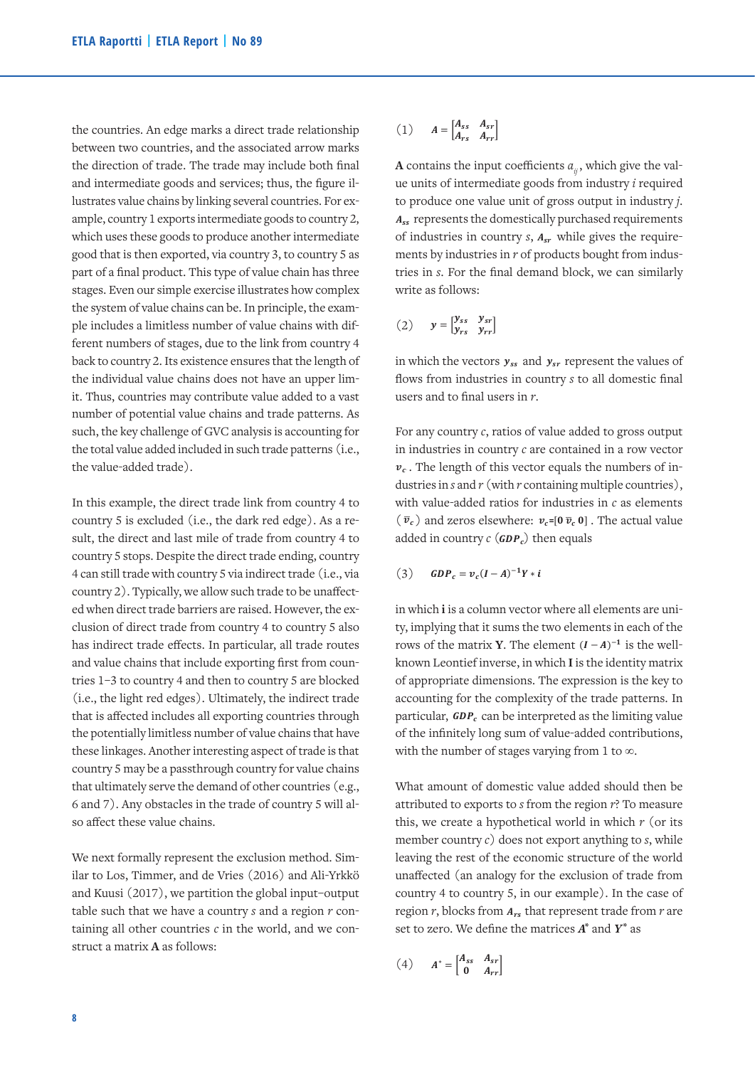the countries. An edge marks a direct trade relationship between two countries, and the associated arrow marks the direction of trade. The trade may include both final and intermediate goods and services; thus, the figure illustrates value chains by linking several countries. For example, country 1 exports intermediate goods to country 2, which uses these goods to produce another intermediate good that is then exported, via country 3, to country 5 as part of a final product. This type of value chain has three stages. Even our simple exercise illustrates how complex the system of value chains can be. In principle, the example includes a limitless number of value chains with different numbers of stages, due to the link from country 4 back to country 2. Its existence ensures that the length of the individual value chains does not have an upper limit. Thus, countries may contribute value added to a vast number of potential value chains and trade patterns. As such, the key challenge of GVC analysis is accounting for the total value added included in such trade patterns (i.e., the value-added trade).

In this example, the direct trade link from country 4 to country 5 is excluded (i.e., the dark red edge). As a result, the direct and last mile of trade from country 4 to country 5 stops. Despite the direct trade ending, country 4 can still trade with country 5 via indirect trade (i.e., via country 2). Typically, we allow such trade to be unaffected when direct trade barriers are raised. However, the exclusion of direct trade from country 4 to country 5 also has indirect trade effects. In particular, all trade routes and value chains that include exporting first from countries 1–3 to country 4 and then to country 5 are blocked (i.e., the light red edges). Ultimately, the indirect trade that is affected includes all exporting countries through the potentially limitless number of value chains that have these linkages. Another interesting aspect of trade is that country 5 may be a passthrough country for value chains that ultimately serve the demand of other countries (e.g., 6 and 7). Any obstacles in the trade of country 5 will also affect these value chains.

We next formally represent the exclusion method. Similar to Los, Timmer, and de Vries (2016) and Ali-Yrkkö and Kuusi (2017), we partition the global input–output table such that we have a country $s$ and a region $r$ containing all other countries $c$ in the world, and we construct a matrix **A** as follows:

$$(1) \quad \boldsymbol{A} = \begin{bmatrix} \boldsymbol{A}_{ss} & \boldsymbol{A}_{sr} \\ \boldsymbol{A}_{rs} & \boldsymbol{A}_{rr} \end{bmatrix}$$

**A** contains the input coefficients $a_{ij}$, which give the value units of intermediate goods from industry $i$ required to produce one value unit of gross output in industry $j$. $\boldsymbol{A}_{ss}$ represents the domestically purchased requirements of industries in country $s$, $\boldsymbol{A}_{sr}$ while gives the requirements by industries in $r$ of products bought from industries in $s$. For the final demand block, we can similarly write as follows:

$$(2) \quad \boldsymbol{y} = \begin{bmatrix} \boldsymbol{y}_{ss} & \boldsymbol{y}_{sr} \\ \boldsymbol{y}_{rs} & \boldsymbol{y}_{rr} \end{bmatrix}$$

in which the vectors $\boldsymbol{y}_{ss}$ and $\boldsymbol{y}_{sr}$ represent the values of flows from industries in country $s$ to all domestic final users and to final users in $r$.

For any country $c$, ratios of value added to gross output in industries in country $c$ are contained in a row vector $\boldsymbol{v}_c$. The length of this vector equals the numbers of industries in $s$ and $r$ (with $r$ containing multiple countries), with value-added ratios for industries in $c$ as elements ($\bar{\boldsymbol{v}}_c$) and zeros elsewhere: $\boldsymbol{v}_c = [\boldsymbol{0}\ \bar{\boldsymbol{v}}_c\ \boldsymbol{0}]$. The actual value added in country $c$ ($\boldsymbol{GDP}_c$) then equals

$$(3) \quad \boldsymbol{GDP}_c = \boldsymbol{v}_c(\boldsymbol{I} - \boldsymbol{A})^{-1}\boldsymbol{Y} * \boldsymbol{i}$$

in which **i** is a column vector where all elements are unity, implying that it sums the two elements in each of the rows of the matrix **Y**. The element $(\boldsymbol{I} - \boldsymbol{A})^{-1}$ is the well-known Leontief inverse, in which **I** is the identity matrix of appropriate dimensions. The expression is the key to accounting for the complexity of the trade patterns. In particular, $\boldsymbol{GDP}_c$ can be interpreted as the limiting value of the infinitely long sum of value-added contributions, with the number of stages varying from 1 to ∞.

What amount of domestic value added should then be attributed to exports to $s$ from the region $r$? To measure this, we create a hypothetical world in which $r$ (or its member country $c$) does not export anything to $s$, while leaving the rest of the economic structure of the world unaffected (an analogy for the exclusion of trade from country 4 to country 5, in our example). In the case of region $r$, blocks from $\boldsymbol{A}_{rs}$ that represent trade from $r$ are set to zero. We define the matrices $\boldsymbol{A}^*$ and $\boldsymbol{Y}^*$ as

$$(4) \quad \boldsymbol{A}^* = \begin{bmatrix} \boldsymbol{A}_{ss} & \boldsymbol{A}_{sr} \\ \boldsymbol{0} & \boldsymbol{A}_{rr} \end{bmatrix}$$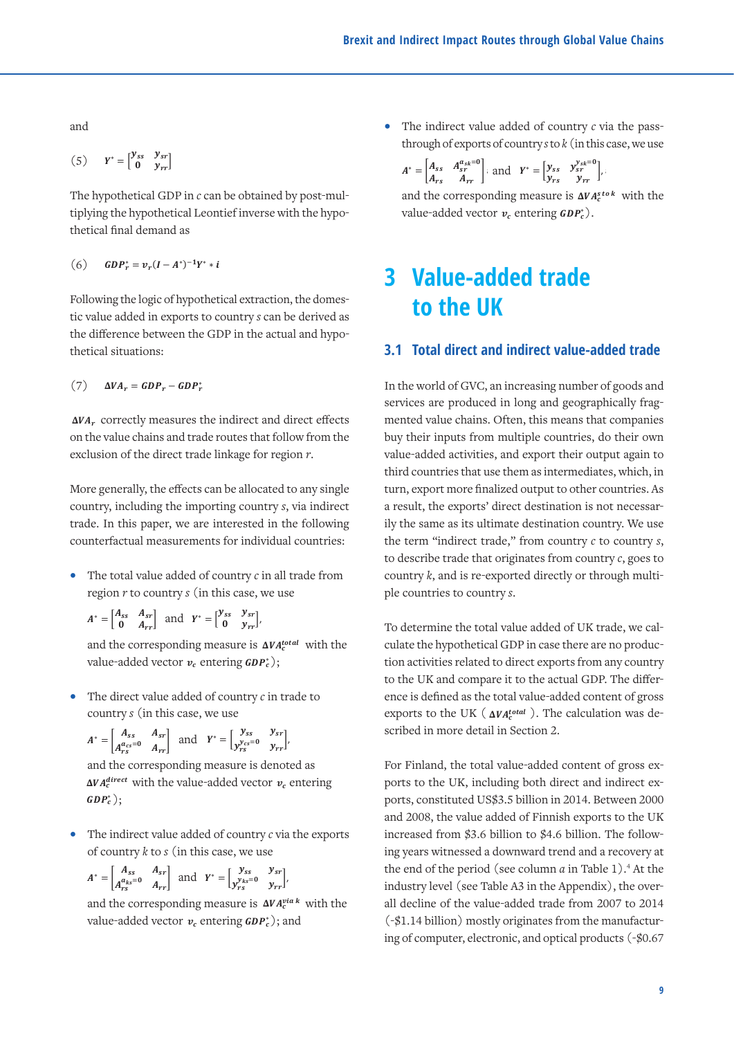and

$$(5) \quad Y^* = \begin{bmatrix} y_{ss} & y_{sr} \\ 0 & y_{rr} \end{bmatrix}$$

The hypothetical GDP in $c$ can be obtained by post-multiplying the hypothetical Leontief inverse with the hypothetical final demand as

$$(6) \quad GDP_r^* = v_r (I - A^*)^{-1} Y^* * i$$

Following the logic of hypothetical extraction, the domestic value added in exports to country $s$ can be derived as the difference between the GDP in the actual and hypothetical situations:

$$(7) \quad \Delta VA_r = GDP_r - GDP_r^*$$

$\Delta VA_r$ correctly measures the indirect and direct effects on the value chains and trade routes that follow from the exclusion of the direct trade linkage for region $r$.

More generally, the effects can be allocated to any single country, including the importing country $s$, via indirect trade. In this paper, we are interested in the following counterfactual measurements for individual countries:

- The total value added of country $c$ in all trade from region $r$ to country $s$ (in this case, we use

  $A^* = \begin{bmatrix} A_{ss} & A_{sr} \\ 0 & A_{rr} \end{bmatrix}$ and $Y^* = \begin{bmatrix} y_{ss} & y_{sr} \\ 0 & y_{rr} \end{bmatrix}$,

  and the corresponding measure is $\Delta VA_c^{total}$ with the value-added vector $v_c$ entering $GDP_c^*$);

- The direct value added of country $c$ in trade to country $s$ (in this case, we use

  $A^* = \begin{bmatrix} A_{ss} & A_{sr} \\ A_{rs}^{a_{cs}=0} & A_{rr} \end{bmatrix}$ and $Y^* = \begin{bmatrix} y_{ss} & y_{sr} \\ y_{rs}^{y_{cs}=0} & y_{rr} \end{bmatrix}$,

  and the corresponding measure is denoted as $\Delta VA_c^{direct}$ with the value-added vector $v_c$ entering $GDP_c^*$);

- The indirect value added of country $c$ via the exports of country $k$ to $s$ (in this case, we use

  $A^* = \begin{bmatrix} A_{ss} & A_{sr} \\ A_{rs}^{a_{ks}=0} & A_{rr} \end{bmatrix}$ and $Y^* = \begin{bmatrix} y_{ss} & y_{sr} \\ y_{rs}^{y_{ks}=0} & y_{rr} \end{bmatrix}$,

  and the corresponding measure is $\Delta VA_c^{via\ k}$ with the value-added vector $v_c$ entering $GDP_c^*$); and

- The indirect value added of country $c$ via the pass-through of exports of country $s$ to $k$ (in this case, we use

  $A^* = \begin{bmatrix} A_{ss} & A_{sr}^{a_{sk}=0} \\ A_{rs} & A_{rr} \end{bmatrix}$ and $Y^* = \begin{bmatrix} y_{ss} & y_{sr}^{y_{sk}=0} \\ y_{rs} & y_{rr} \end{bmatrix}$,

  and the corresponding measure is $\Delta VA_c^{s\ to\ k}$ with the value-added vector $v_c$ entering $GDP_c^*$).

# 3 Value-added trade to the UK

## 3.1 Total direct and indirect value-added trade

In the world of GVC, an increasing number of goods and services are produced in long and geographically fragmented value chains. Often, this means that companies buy their inputs from multiple countries, do their own value-added activities, and export their output again to third countries that use them as intermediates, which, in turn, export more finalized output to other countries. As a result, the exports' direct destination is not necessarily the same as its ultimate destination country. We use the term "indirect trade," from country $c$ to country $s$, to describe trade that originates from country $c$, goes to country $k$, and is re-exported directly or through multiple countries to country $s$.

To determine the total value added of UK trade, we calculate the hypothetical GDP in case there are no production activities related to direct exports from any country to the UK and compare it to the actual GDP. The difference is defined as the total value-added content of gross exports to the UK ( $\Delta VA_c^{total}$ ). The calculation was described in more detail in Section 2.

For Finland, the total value-added content of gross exports to the UK, including both direct and indirect exports, constituted US$3.5 billion in 2014. Between 2000 and 2008, the value added of Finnish exports to the UK increased from $3.6 billion to $4.6 billion. The following years witnessed a downward trend and a recovery at the end of the period (see column *a* in Table 1).[4] At the industry level (see Table A3 in the Appendix), the overall decline of the value-added trade from 2007 to 2014 (-$1.14 billion) mostly originates from the manufacturing of computer, electronic, and optical products (-$0.67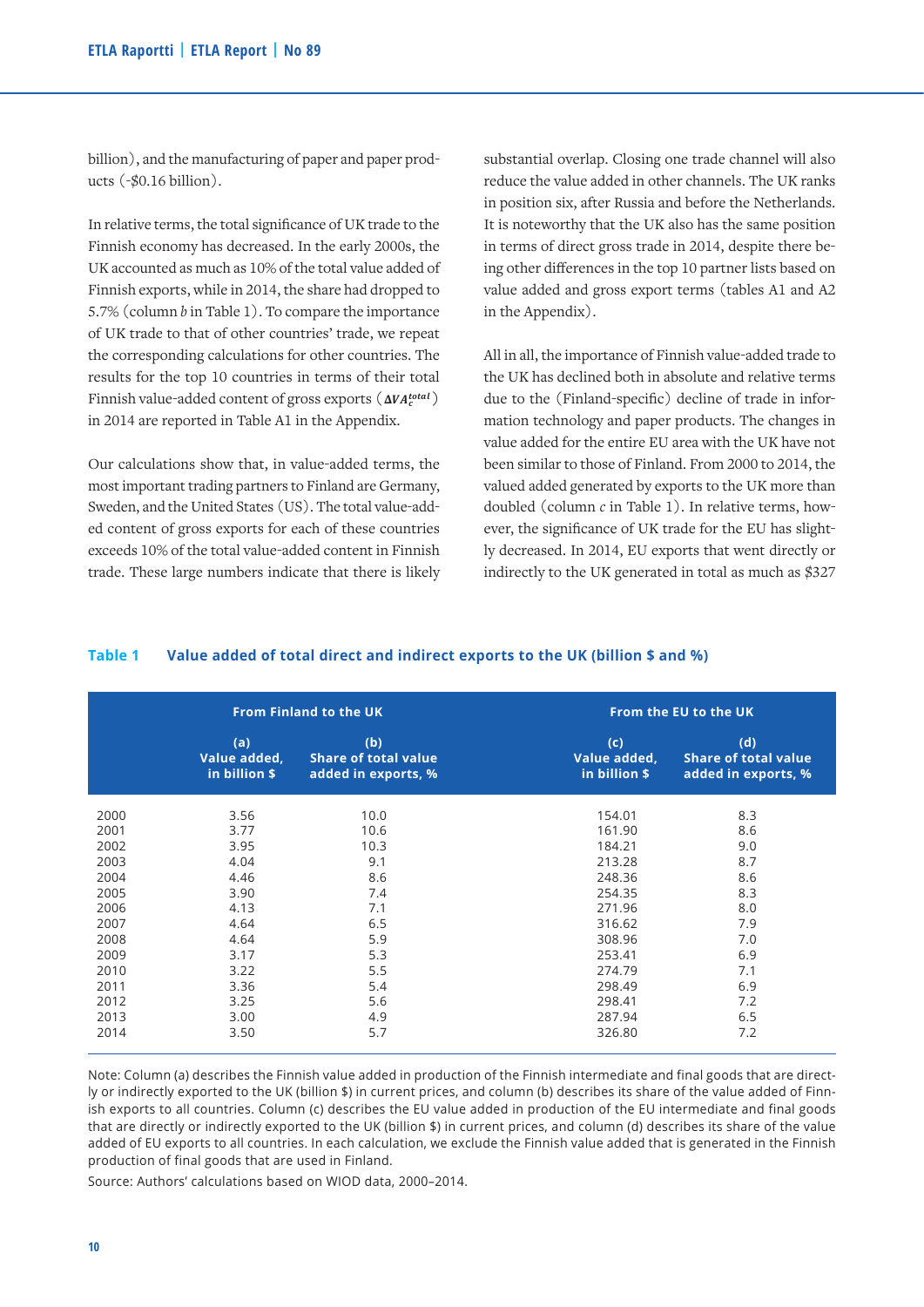billion), and the manufacturing of paper and paper products (-$0.16 billion).

In relative terms, the total significance of UK trade to the Finnish economy has decreased. In the early 2000s, the UK accounted as much as 10% of the total value added of Finnish exports, while in 2014, the share had dropped to 5.7% (column *b* in Table 1). To compare the importance of UK trade to that of other countries' trade, we repeat the corresponding calculations for other countries. The results for the top 10 countries in terms of their total Finnish value-added content of gross exports ($\Delta VA_c^{total}$) in 2014 are reported in Table A1 in the Appendix.

Our calculations show that, in value-added terms, the most important trading partners to Finland are Germany, Sweden, and the United States (US). The total value-added content of gross exports for each of these countries exceeds 10% of the total value-added content in Finnish trade. These large numbers indicate that there is likely substantial overlap. Closing one trade channel will also reduce the value added in other channels. The UK ranks in position six, after Russia and before the Netherlands. It is noteworthy that the UK also has the same position in terms of direct gross trade in 2014, despite there being other differences in the top 10 partner lists based on value added and gross export terms (tables A1 and A2 in the Appendix).

All in all, the importance of Finnish value-added trade to the UK has declined both in absolute and relative terms due to the (Finland-specific) decline of trade in information technology and paper products. The changes in value added for the entire EU area with the UK have not been similar to those of Finland. From 2000 to 2014, the valued added generated by exports to the UK more than doubled (column *c* in Table 1). In relative terms, however, the significance of UK trade for the EU has slightly decreased. In 2014, EU exports that went directly or indirectly to the UK generated in total as much as $327

**Table 1** **Value added of total direct and indirect exports to the UK (billion $ and %)**

| | From Finland to the UK | | From the EU to the UK | |
|---|---|---|---|---|
| | (a) Value added, in billion $ | (b) Share of total value added in exports, % | (c) Value added, in billion $ | (d) Share of total value added in exports, % |
| 2000 | 3.56 | 10.0 | 154.01 | 8.3 |
| 2001 | 3.77 | 10.6 | 161.90 | 8.6 |
| 2002 | 3.95 | 10.3 | 184.21 | 9.0 |
| 2003 | 4.04 | 9.1 | 213.28 | 8.7 |
| 2004 | 4.46 | 8.6 | 248.36 | 8.6 |
| 2005 | 3.90 | 7.4 | 254.35 | 8.3 |
| 2006 | 4.13 | 7.1 | 271.96 | 8.0 |
| 2007 | 4.64 | 6.5 | 316.62 | 7.9 |
| 2008 | 4.64 | 5.9 | 308.96 | 7.0 |
| 2009 | 3.17 | 5.3 | 253.41 | 6.9 |
| 2010 | 3.22 | 5.5 | 274.79 | 7.1 |
| 2011 | 3.36 | 5.4 | 298.49 | 6.9 |
| 2012 | 3.25 | 5.6 | 298.41 | 7.2 |
| 2013 | 3.00 | 4.9 | 287.94 | 6.5 |
| 2014 | 3.50 | 5.7 | 326.80 | 7.2 |

Note: Column (a) describes the Finnish value added in production of the Finnish intermediate and final goods that are directly or indirectly exported to the UK (billion $) in current prices, and column (b) describes its share of the value added of Finnish exports to all countries. Column (c) describes the EU value added in production of the EU intermediate and final goods that are directly or indirectly exported to the UK (billion $) in current prices, and column (d) describes its share of the value added of EU exports to all countries. In each calculation, we exclude the Finnish value added that is generated in the Finnish production of final goods that are used in Finland.

Source: Authors' calculations based on WIOD data, 2000–2014.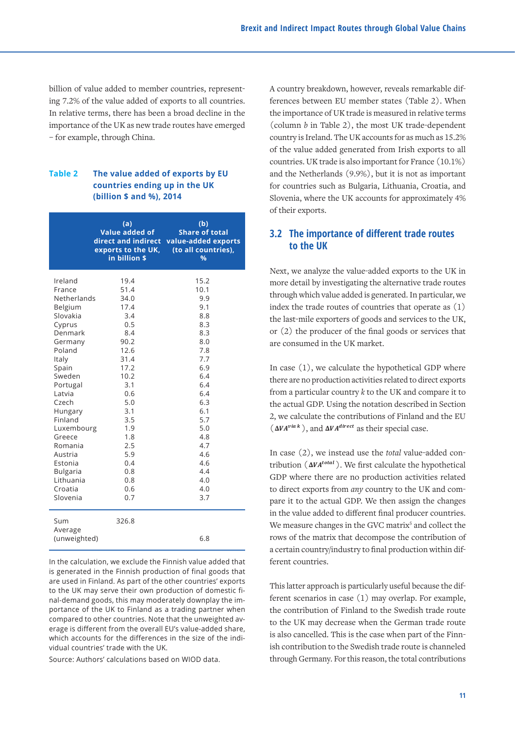billion of value added to member countries, representing 7.2% of the value added of exports to all countries. In relative terms, there has been a broad decline in the importance of the UK as new trade routes have emerged – for example, through China.

**Table 2** **The value added of exports by EU countries ending up in the UK (billion $ and %), 2014**

| | (a) Value added of direct and indirect exports to the UK, in billion $ | (b) Share of total value-added exports (to all countries), % |
|---|---|---|
| Ireland | 19.4 | 15.2 |
| France | 51.4 | 10.1 |
| Netherlands | 34.0 | 9.9 |
| Belgium | 17.4 | 9.1 |
| Slovakia | 3.4 | 8.8 |
| Cyprus | 0.5 | 8.3 |
| Denmark | 8.4 | 8.3 |
| Germany | 90.2 | 8.0 |
| Poland | 12.6 | 7.8 |
| Italy | 31.4 | 7.7 |
| Spain | 17.2 | 6.9 |
| Sweden | 10.2 | 6.4 |
| Portugal | 3.1 | 6.4 |
| Latvia | 0.6 | 6.4 |
| Czech | 5.0 | 6.3 |
| Hungary | 3.1 | 6.1 |
| Finland | 3.5 | 5.7 |
| Luxembourg | 1.9 | 5.0 |
| Greece | 1.8 | 4.8 |
| Romania | 2.5 | 4.7 |
| Austria | 5.9 | 4.6 |
| Estonia | 0.4 | 4.6 |
| Bulgaria | 0.8 | 4.4 |
| Lithuania | 0.8 | 4.0 |
| Croatia | 0.6 | 4.0 |
| Slovenia | 0.7 | 3.7 |
| Sum | 326.8 | |
| Average (unweighted) | | 6.8 |

In the calculation, we exclude the Finnish value added that is generated in the Finnish production of final goods that are used in Finland. As part of the other countries' exports to the UK may serve their own production of domestic final-demand goods, this may moderately downplay the importance of the UK to Finland as a trading partner when compared to other countries. Note that the unweighted average is different from the overall EU's value-added share, which accounts for the differences in the size of the individual countries' trade with the UK.

Source: Authors' calculations based on WIOD data.

A country breakdown, however, reveals remarkable differences between EU member states (Table 2). When the importance of UK trade is measured in relative terms (column *b* in Table 2), the most UK trade-dependent country is Ireland. The UK accounts for as much as 15.2% of the value added generated from Irish exports to all countries. UK trade is also important for France (10.1%) and the Netherlands (9.9%), but it is not as important for countries such as Bulgaria, Lithuania, Croatia, and Slovenia, where the UK accounts for approximately 4% of their exports.

## 3.2 The importance of different trade routes to the UK

Next, we analyze the value-added exports to the UK in more detail by investigating the alternative trade routes through which value added is generated. In particular, we index the trade routes of countries that operate as (1) the last-mile exporters of goods and services to the UK, or (2) the producer of the final goods or services that are consumed in the UK market.

In case (1), we calculate the hypothetical GDP where there are no production activities related to direct exports from a particular country *k* to the UK and compare it to the actual GDP. Using the notation described in Section 2, we calculate the contributions of Finland and the EU ($\Delta VA^{via\ k}$), and $\Delta VA^{direct}$ as their special case.

In case (2), we instead use the *total* value-added contribution ($\Delta VA^{total}$). We first calculate the hypothetical GDP where there are no production activities related to direct exports from *any* country to the UK and compare it to the actual GDP. We then assign the changes in the value added to different final producer countries. We measure changes in the GVC matrix[5] and collect the rows of the matrix that decompose the contribution of a certain country/industry to final production within different countries.

This latter approach is particularly useful because the different scenarios in case (1) may overlap. For example, the contribution of Finland to the Swedish trade route to the UK may decrease when the German trade route is also cancelled. This is the case when part of the Finnish contribution to the Swedish trade route is channeled through Germany. For this reason, the total contributions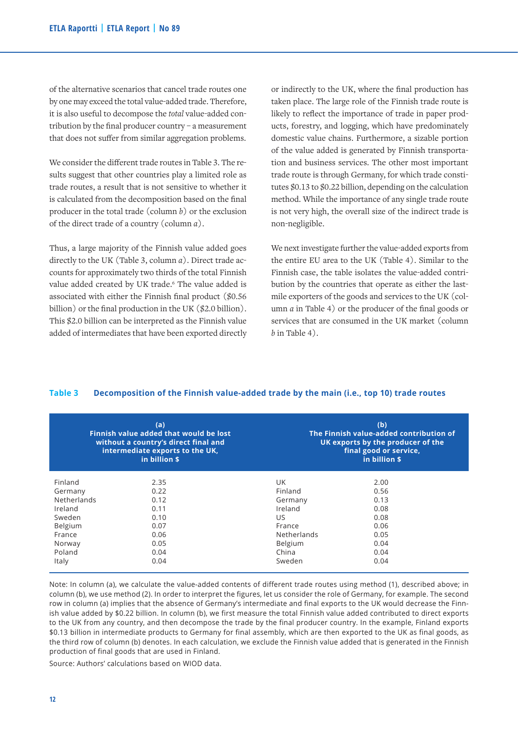of the alternative scenarios that cancel trade routes one by one may exceed the total value-added trade. Therefore, it is also useful to decompose the *total* value-added contribution by the final producer country – a measurement that does not suffer from similar aggregation problems.

We consider the different trade routes in Table 3. The results suggest that other countries play a limited role as trade routes, a result that is not sensitive to whether it is calculated from the decomposition based on the final producer in the total trade (column *b*) or the exclusion of the direct trade of a country (column *a*).

Thus, a large majority of the Finnish value added goes directly to the UK (Table 3, column *a*). Direct trade accounts for approximately two thirds of the total Finnish value added created by UK trade.[6] The value added is associated with either the Finnish final product ($0.56 billion) or the final production in the UK ($2.0 billion). This $2.0 billion can be interpreted as the Finnish value added of intermediates that have been exported directly or indirectly to the UK, where the final production has taken place. The large role of the Finnish trade route is likely to reflect the importance of trade in paper products, forestry, and logging, which have predominately domestic value chains. Furthermore, a sizable portion of the value added is generated by Finnish transportation and business services. The other most important trade route is through Germany, for which trade constitutes $0.13 to $0.22 billion, depending on the calculation method. While the importance of any single trade route is not very high, the overall size of the indirect trade is non-negligible.

We next investigate further the value-added exports from the entire EU area to the UK (Table 4). Similar to the Finnish case, the table isolates the value-added contribution by the countries that operate as either the last-mile exporters of the goods and services to the UK (column *a* in Table 4) or the producer of the final goods or services that are consumed in the UK market (column *b* in Table 4).

**Table 3 Decomposition of the Finnish value-added trade by the main (i.e., top 10) trade routes**

| (a) Finnish value added that would be lost without a country's direct final and intermediate exports to the UK, in billion $ | | (b) The Finnish value-added contribution of UK exports by the producer of the final good or service, in billion $ | |
|---|---|---|---|
| Finland | 2.35 | UK | 2.00 |
| Germany | 0.22 | Finland | 0.56 |
| Netherlands | 0.12 | Germany | 0.13 |
| Ireland | 0.11 | Ireland | 0.08 |
| Sweden | 0.10 | US | 0.08 |
| Belgium | 0.07 | France | 0.06 |
| France | 0.06 | Netherlands | 0.05 |
| Norway | 0.05 | Belgium | 0.04 |
| Poland | 0.04 | China | 0.04 |
| Italy | 0.04 | Sweden | 0.04 |

Note: In column (a), we calculate the value-added contents of different trade routes using method (1), described above; in column (b), we use method (2). In order to interpret the figures, let us consider the role of Germany, for example. The second row in column (a) implies that the absence of Germany's intermediate and final exports to the UK would decrease the Finnish value added by $0.22 billion. In column (b), we first measure the total Finnish value added contributed to direct exports to the UK from any country, and then decompose the trade by the final producer country. In the example, Finland exports $0.13 billion in intermediate products to Germany for final assembly, which are then exported to the UK as final goods, as the third row of column (b) denotes. In each calculation, we exclude the Finnish value added that is generated in the Finnish production of final goods that are used in Finland.

Source: Authors' calculations based on WIOD data.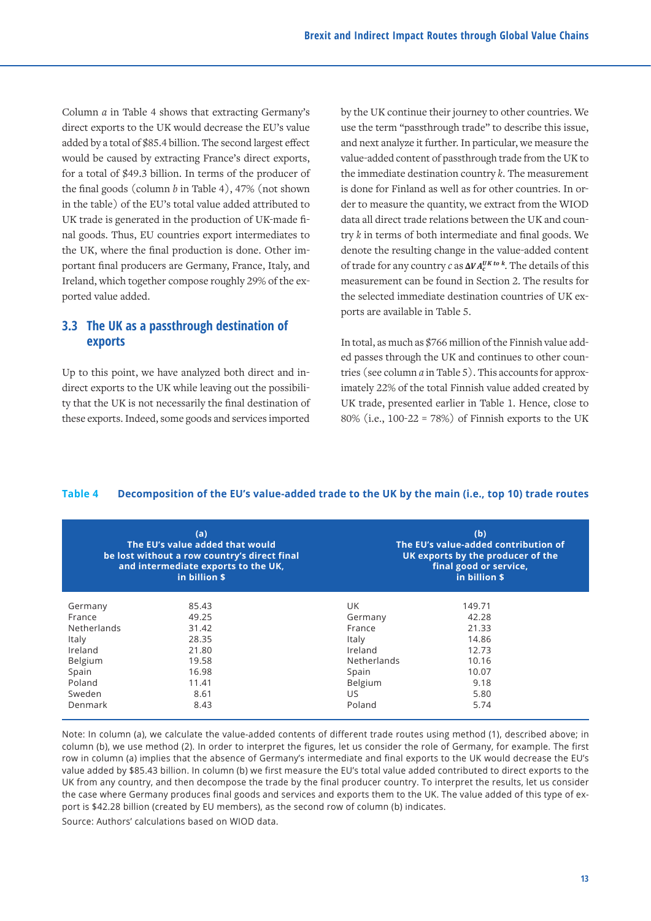Column *a* in Table 4 shows that extracting Germany's direct exports to the UK would decrease the EU's value added by a total of $85.4 billion. The second largest effect would be caused by extracting France's direct exports, for a total of $49.3 billion. In terms of the producer of the final goods (column *b* in Table 4), 47% (not shown in the table) of the EU's total value added attributed to UK trade is generated in the production of UK-made final goods. Thus, EU countries export intermediates to the UK, where the final production is done. Other important final producers are Germany, France, Italy, and Ireland, which together compose roughly 29% of the exported value added.

### 3.3 The UK as a passthrough destination of exports

Up to this point, we have analyzed both direct and indirect exports to the UK while leaving out the possibility that the UK is not necessarily the final destination of these exports. Indeed, some goods and services imported by the UK continue their journey to other countries. We use the term "passthrough trade" to describe this issue, and next analyze it further. In particular, we measure the value-added content of passthrough trade from the UK to the immediate destination country *k*. The measurement is done for Finland as well as for other countries. In order to measure the quantity, we extract from the WIOD data all direct trade relations between the UK and country *k* in terms of both intermediate and final goods. We denote the resulting change in the value-added content of trade for any country *c* as $\Delta VA_c^{UK\ to\ k}$. The details of this measurement can be found in Section 2. The results for the selected immediate destination countries of UK exports are available in Table 5.

In total, as much as $766 million of the Finnish value added passes through the UK and continues to other countries (see column *a* in Table 5). This accounts for approximately 22% of the total Finnish value added created by UK trade, presented earlier in Table 1. Hence, close to 80% (i.e., 100-22 = 78%) of Finnish exports to the UK

**Table 4** Decomposition of the EU's value-added trade to the UK by the main (i.e., top 10) trade routes

| (a) The EU's value added that would be lost without a row country's direct final and intermediate exports to the UK, in billion $ | | (b) The EU's value-added contribution of UK exports by the producer of the final good or service, in billion $ | |
|---|---|---|---|
| Germany | 85.43 | UK | 149.71 |
| France | 49.25 | Germany | 42.28 |
| Netherlands | 31.42 | France | 21.33 |
| Italy | 28.35 | Italy | 14.86 |
| Ireland | 21.80 | Ireland | 12.73 |
| Belgium | 19.58 | Netherlands | 10.16 |
| Spain | 16.98 | Spain | 10.07 |
| Poland | 11.41 | Belgium | 9.18 |
| Sweden | 8.61 | US | 5.80 |
| Denmark | 8.43 | Poland | 5.74 |

Note: In column (a), we calculate the value-added contents of different trade routes using method (1), described above; in column (b), we use method (2). In order to interpret the figures, let us consider the role of Germany, for example. The first row in column (a) implies that the absence of Germany's intermediate and final exports to the UK would decrease the EU's value added by $85.43 billion. In column (b) we first measure the EU's total value added contributed to direct exports to the UK from any country, and then decompose the trade by the final producer country. To interpret the results, let us consider the case where Germany produces final goods and services and exports them to the UK. The value added of this type of export is $42.28 billion (created by EU members), as the second row of column (b) indicates.

Source: Authors' calculations based on WIOD data.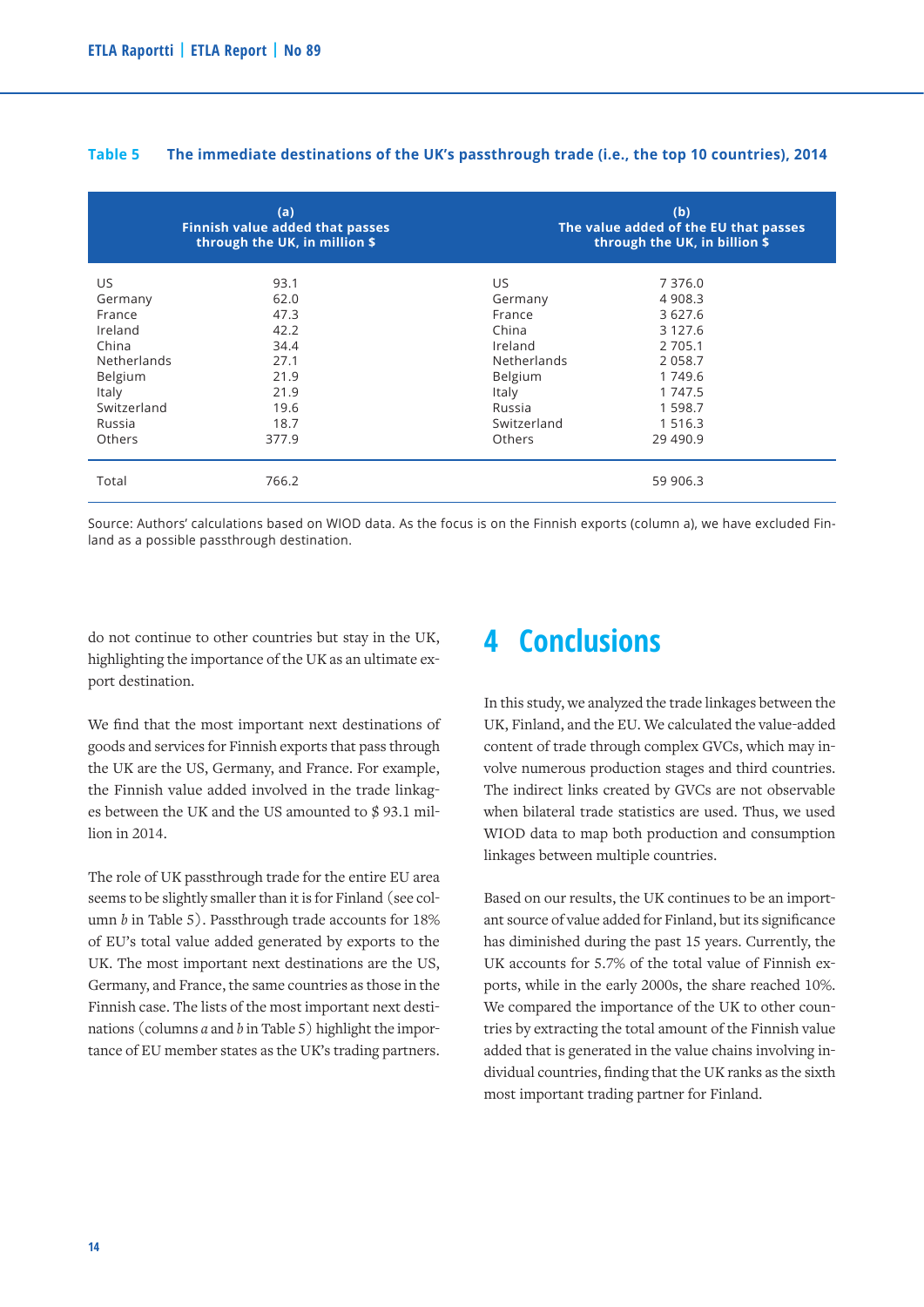**Table 5 The immediate destinations of the UK's passthrough trade (i.e., the top 10 countries), 2014**

| (a) Finnish value added that passes through the UK, in million $ | | (b) The value added of the EU that passes through the UK, in billion $ | |
|---|---|---|---|
| US | 93.1 | US | 7 376.0 |
| Germany | 62.0 | Germany | 4 908.3 |
| France | 47.3 | France | 3 627.6 |
| Ireland | 42.2 | China | 3 127.6 |
| China | 34.4 | Ireland | 2 705.1 |
| Netherlands | 27.1 | Netherlands | 2 058.7 |
| Belgium | 21.9 | Belgium | 1 749.6 |
| Italy | 21.9 | Italy | 1 747.5 |
| Switzerland | 19.6 | Russia | 1 598.7 |
| Russia | 18.7 | Switzerland | 1 516.3 |
| Others | 377.9 | Others | 29 490.9 |
| Total | 766.2 | | 59 906.3 |

Source: Authors' calculations based on WIOD data. As the focus is on the Finnish exports (column a), we have excluded Finland as a possible passthrough destination.

do not continue to other countries but stay in the UK, highlighting the importance of the UK as an ultimate export destination.

We find that the most important next destinations of goods and services for Finnish exports that pass through the UK are the US, Germany, and France. For example, the Finnish value added involved in the trade linkages between the UK and the US amounted to $ 93.1 million in 2014.

The role of UK passthrough trade for the entire EU area seems to be slightly smaller than it is for Finland (see column *b* in Table 5). Passthrough trade accounts for 18% of EU's total value added generated by exports to the UK. The most important next destinations are the US, Germany, and France, the same countries as those in the Finnish case. The lists of the most important next destinations (columns *a* and *b* in Table 5) highlight the importance of EU member states as the UK's trading partners.

# 4 Conclusions

In this study, we analyzed the trade linkages between the UK, Finland, and the EU. We calculated the value-added content of trade through complex GVCs, which may involve numerous production stages and third countries. The indirect links created by GVCs are not observable when bilateral trade statistics are used. Thus, we used WIOD data to map both production and consumption linkages between multiple countries.

Based on our results, the UK continues to be an important source of value added for Finland, but its significance has diminished during the past 15 years. Currently, the UK accounts for 5.7% of the total value of Finnish exports, while in the early 2000s, the share reached 10%. We compared the importance of the UK to other countries by extracting the total amount of the Finnish value added that is generated in the value chains involving individual countries, finding that the UK ranks as the sixth most important trading partner for Finland.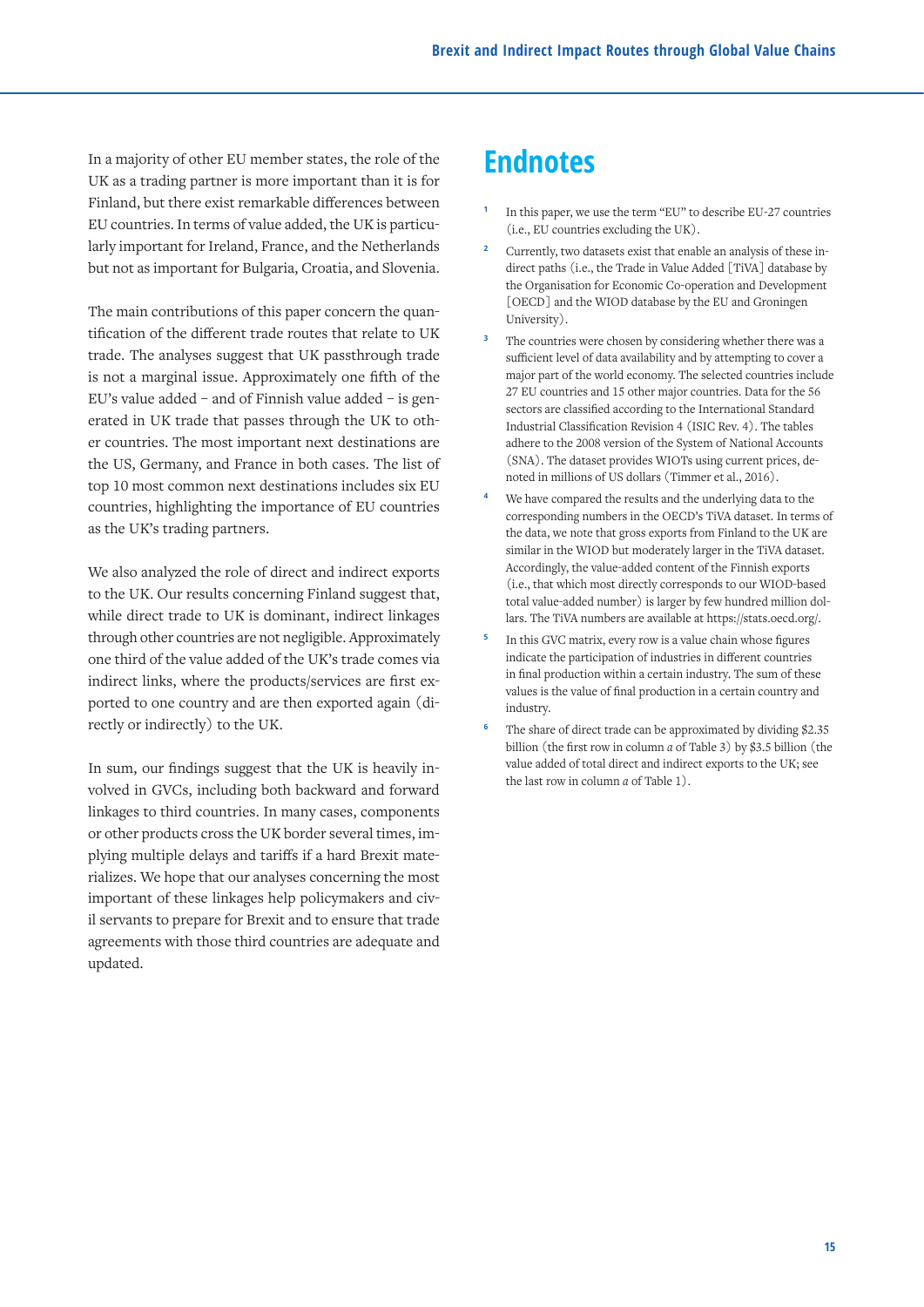In a majority of other EU member states, the role of the UK as a trading partner is more important than it is for Finland, but there exist remarkable differences between EU countries. In terms of value added, the UK is particularly important for Ireland, France, and the Netherlands but not as important for Bulgaria, Croatia, and Slovenia.

The main contributions of this paper concern the quantification of the different trade routes that relate to UK trade. The analyses suggest that UK passthrough trade is not a marginal issue. Approximately one fifth of the EU's value added – and of Finnish value added – is generated in UK trade that passes through the UK to other countries. The most important next destinations are the US, Germany, and France in both cases. The list of top 10 most common next destinations includes six EU countries, highlighting the importance of EU countries as the UK's trading partners.

We also analyzed the role of direct and indirect exports to the UK. Our results concerning Finland suggest that, while direct trade to UK is dominant, indirect linkages through other countries are not negligible. Approximately one third of the value added of the UK's trade comes via indirect links, where the products/services are first exported to one country and are then exported again (directly or indirectly) to the UK.

In sum, our findings suggest that the UK is heavily involved in GVCs, including both backward and forward linkages to third countries. In many cases, components or other products cross the UK border several times, implying multiple delays and tariffs if a hard Brexit materializes. We hope that our analyses concerning the most important of these linkages help policymakers and civil servants to prepare for Brexit and to ensure that trade agreements with those third countries are adequate and updated.

# Endnotes

1. In this paper, we use the term "EU" to describe EU-27 countries (i.e., EU countries excluding the UK).
2. Currently, two datasets exist that enable an analysis of these indirect paths (i.e., the Trade in Value Added [TiVA] database by the Organisation for Economic Co-operation and Development [OECD] and the WIOD database by the EU and Groningen University).
3. The countries were chosen by considering whether there was a sufficient level of data availability and by attempting to cover a major part of the world economy. The selected countries include 27 EU countries and 15 other major countries. Data for the 56 sectors are classified according to the International Standard Industrial Classification Revision 4 (ISIC Rev. 4). The tables adhere to the 2008 version of the System of National Accounts (SNA). The dataset provides WIOTs using current prices, denoted in millions of US dollars (Timmer et al., 2016).
4. We have compared the results and the underlying data to the corresponding numbers in the OECD's TiVA dataset. In terms of the data, we note that gross exports from Finland to the UK are similar in the WIOD but moderately larger in the TiVA dataset. Accordingly, the value-added content of the Finnish exports (i.e., that which most directly corresponds to our WIOD-based total value-added number) is larger by few hundred million dollars. The TiVA numbers are available at https://stats.oecd.org/.
5. In this GVC matrix, every row is a value chain whose figures indicate the participation of industries in different countries in final production within a certain industry. The sum of these values is the value of final production in a certain country and industry.
6. The share of direct trade can be approximated by dividing $2.35 billion (the first row in column *a* of Table 3) by $3.5 billion (the value added of total direct and indirect exports to the UK; see the last row in column *a* of Table 1).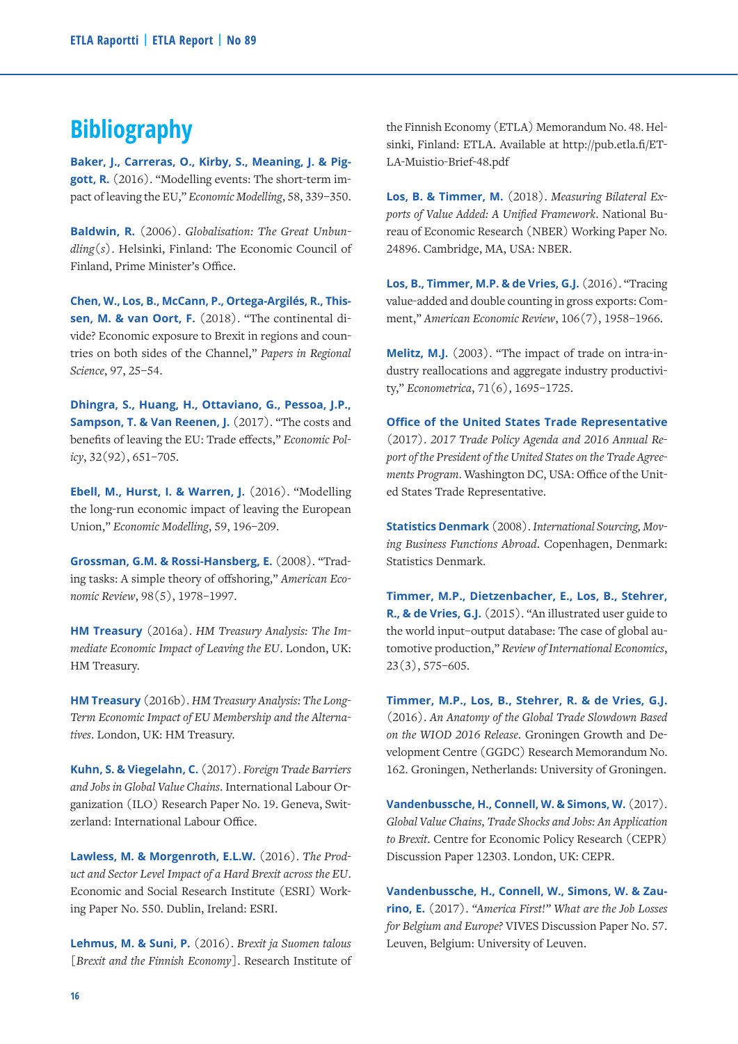# Bibliography

**Baker, J., Carreras, O., Kirby, S., Meaning, J. & Piggott, R.** (2016). "Modelling events: The short-term impact of leaving the EU," *Economic Modelling*, 58, 339–350.

**Baldwin, R.** (2006). *Globalisation: The Great Unbundling(s)*. Helsinki, Finland: The Economic Council of Finland, Prime Minister's Office.

**Chen, W., Los, B., McCann, P., Ortega-Argilés, R., Thissen, M. & van Oort, F.** (2018). "The continental divide? Economic exposure to Brexit in regions and countries on both sides of the Channel," *Papers in Regional Science*, 97, 25–54.

**Dhingra, S., Huang, H., Ottaviano, G., Pessoa, J.P., Sampson, T. & Van Reenen, J.** (2017). "The costs and benefits of leaving the EU: Trade effects," *Economic Policy*, 32(92), 651–705.

**Ebell, M., Hurst, I. & Warren, J.** (2016). "Modelling the long-run economic impact of leaving the European Union," *Economic Modelling*, 59, 196–209.

**Grossman, G.M. & Rossi-Hansberg, E.** (2008). "Trading tasks: A simple theory of offshoring," *American Economic Review*, 98(5), 1978–1997.

**HM Treasury** (2016a). *HM Treasury Analysis: The Immediate Economic Impact of Leaving the EU*. London, UK: HM Treasury.

**HM Treasury** (2016b). *HM Treasury Analysis: The Long-Term Economic Impact of EU Membership and the Alternatives*. London, UK: HM Treasury.

**Kuhn, S. & Viegelahn, C.** (2017). *Foreign Trade Barriers and Jobs in Global Value Chains*. International Labour Organization (ILO) Research Paper No. 19. Geneva, Switzerland: International Labour Office.

**Lawless, M. & Morgenroth, E.L.W.** (2016). *The Product and Sector Level Impact of a Hard Brexit across the EU*. Economic and Social Research Institute (ESRI) Working Paper No. 550. Dublin, Ireland: ESRI.

**Lehmus, M. & Suni, P.** (2016). *Brexit ja Suomen talous* [*Brexit and the Finnish Economy*]. Research Institute of the Finnish Economy (ETLA) Memorandum No. 48. Helsinki, Finland: ETLA. Available at http://pub.etla.fi/ETLA-Muistio-Brief-48.pdf

**Los, B. & Timmer, M.** (2018). *Measuring Bilateral Exports of Value Added: A Unified Framework*. National Bureau of Economic Research (NBER) Working Paper No. 24896. Cambridge, MA, USA: NBER.

**Los, B., Timmer, M.P. & de Vries, G.J.** (2016). "Tracing value-added and double counting in gross exports: Comment," *American Economic Review*, 106(7), 1958–1966.

**Melitz, M.J.** (2003). "The impact of trade on intra-industry reallocations and aggregate industry productivity," *Econometrica*, 71(6), 1695–1725.

**Office of the United States Trade Representative** (2017). *2017 Trade Policy Agenda and 2016 Annual Report of the President of the United States on the Trade Agreements Program*. Washington DC, USA: Office of the United States Trade Representative.

**Statistics Denmark** (2008). *International Sourcing, Moving Business Functions Abroad*. Copenhagen, Denmark: Statistics Denmark.

**Timmer, M.P., Dietzenbacher, E., Los, B., Stehrer, R., & de Vries, G.J.** (2015). "An illustrated user guide to the world input–output database: The case of global automotive production," *Review of International Economics*, 23(3), 575–605.

**Timmer, M.P., Los, B., Stehrer, R. & de Vries, G.J.** (2016). *An Anatomy of the Global Trade Slowdown Based on the WIOD 2016 Release*. Groningen Growth and Development Centre (GGDC) Research Memorandum No. 162. Groningen, Netherlands: University of Groningen.

**Vandenbussche, H., Connell, W. & Simons, W.** (2017). *Global Value Chains, Trade Shocks and Jobs: An Application to Brexit*. Centre for Economic Policy Research (CEPR) Discussion Paper 12303. London, UK: CEPR.

**Vandenbussche, H., Connell, W., Simons, W. & Zaurino, E.** (2017). *"America First!" What are the Job Losses for Belgium and Europe?* VIVES Discussion Paper No. 57. Leuven, Belgium: University of Leuven.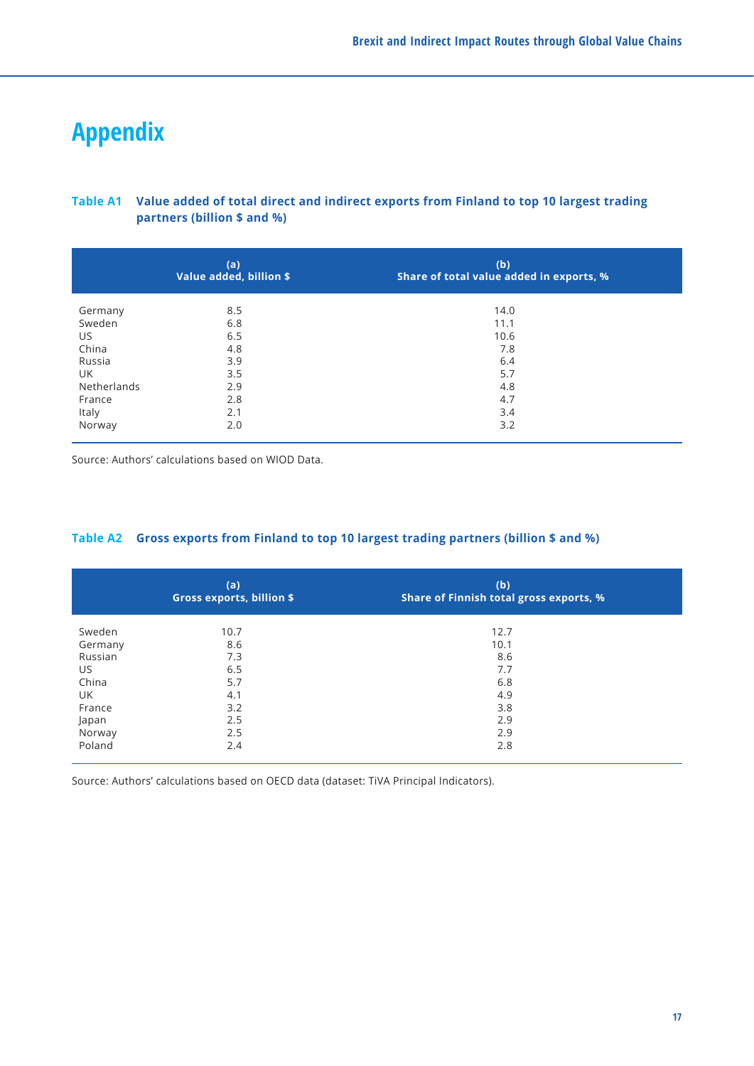# Appendix

**Table A1 Value added of total direct and indirect exports from Finland to top 10 largest trading partners (billion $ and %)**

| | (a)<br>Value added, billion $ | (b)<br>Share of total value added in exports, % |
|---|---|---|
| Germany | 8.5 | 14.0 |
| Sweden | 6.8 | 11.1 |
| US | 6.5 | 10.6 |
| China | 4.8 | 7.8 |
| Russia | 3.9 | 6.4 |
| UK | 3.5 | 5.7 |
| Netherlands | 2.9 | 4.8 |
| France | 2.8 | 4.7 |
| Italy | 2.1 | 3.4 |
| Norway | 2.0 | 3.2 |

Source: Authors' calculations based on WIOD Data.

**Table A2 Gross exports from Finland to top 10 largest trading partners (billion $ and %)**

| | (a)<br>Gross exports, billion $ | (b)<br>Share of Finnish total gross exports, % |
|---|---|---|
| Sweden | 10.7 | 12.7 |
| Germany | 8.6 | 10.1 |
| Russian | 7.3 | 8.6 |
| US | 6.5 | 7.7 |
| China | 5.7 | 6.8 |
| UK | 4.1 | 4.9 |
| France | 3.2 | 3.8 |
| Japan | 2.5 | 2.9 |
| Norway | 2.5 | 2.9 |
| Poland | 2.4 | 2.8 |

Source: Authors' calculations based on OECD data (dataset: TiVA Principal Indicators).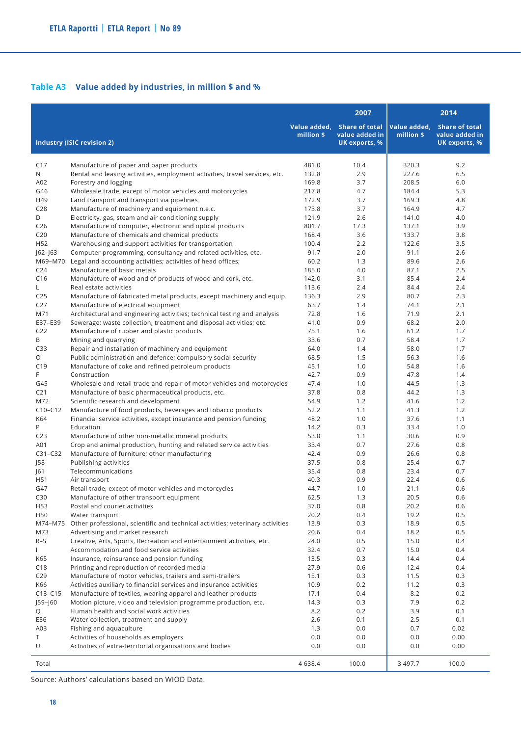### Table A3 Value added by industries, in million $ and %

| Industry (ISIC revision 2) | | 2007 | | 2014 | |
|---|---|---|---|---|---|
| | | Value added, million $ | Share of total value added in UK exports, % | Value added, million $ | Share of total value added in UK exports, % |
| C17 | Manufacture of paper and paper products | 481.0 | 10.4 | 320.3 | 9.2 |
| N | Rental and leasing activities, employment activities, travel services, etc. | 132.8 | 2.9 | 227.6 | 6.5 |
| A02 | Forestry and logging | 169.8 | 3.7 | 208.5 | 6.0 |
| G46 | Wholesale trade, except of motor vehicles and motorcycles | 217.8 | 4.7 | 184.4 | 5.3 |
| H49 | Land transport and transport via pipelines | 172.9 | 3.7 | 169.3 | 4.8 |
| C28 | Manufacture of machinery and equipment n.e.c. | 173.8 | 3.7 | 164.9 | 4.7 |
| D | Electricity, gas, steam and air conditioning supply | 121.9 | 2.6 | 141.0 | 4.0 |
| C26 | Manufacture of computer, electronic and optical products | 801.7 | 17.3 | 137.1 | 3.9 |
| C20 | Manufacture of chemicals and chemical products | 168.4 | 3.6 | 133.7 | 3.8 |
| H52 | Warehousing and support activities for transportation | 100.4 | 2.2 | 122.6 | 3.5 |
| J62–J63 | Computer programming, consultancy and related activities, etc. | 91.7 | 2.0 | 91.1 | 2.6 |
| M69–M70 | Legal and accounting activities; activities of head offices; | 60.2 | 1.3 | 89.6 | 2.6 |
| C24 | Manufacture of basic metals | 185.0 | 4.0 | 87.1 | 2.5 |
| C16 | Manufacture of wood and of products of wood and cork, etc. | 142.0 | 3.1 | 85.4 | 2.4 |
| L | Real estate activities | 113.6 | 2.4 | 84.4 | 2.4 |
| C25 | Manufacture of fabricated metal products, except machinery and equip. | 136.3 | 2.9 | 80.7 | 2.3 |
| C27 | Manufacture of electrical equipment | 63.7 | 1.4 | 74.1 | 2.1 |
| M71 | Architectural and engineering activities; technical testing and analysis | 72.8 | 1.6 | 71.9 | 2.1 |
| E37–E39 | Sewerage; waste collection, treatment and disposal activities; etc. | 41.0 | 0.9 | 68.2 | 2.0 |
| C22 | Manufacture of rubber and plastic products | 75.1 | 1.6 | 61.2 | 1.7 |
| B | Mining and quarrying | 33.6 | 0.7 | 58.4 | 1.7 |
| C33 | Repair and installation of machinery and equipment | 64.0 | 1.4 | 58.0 | 1.7 |
| O | Public administration and defence; compulsory social security | 68.5 | 1.5 | 56.3 | 1.6 |
| C19 | Manufacture of coke and refined petroleum products | 45.1 | 1.0 | 54.8 | 1.6 |
| F | Construction | 42.7 | 0.9 | 47.8 | 1.4 |
| G45 | Wholesale and retail trade and repair of motor vehicles and motorcycles | 47.4 | 1.0 | 44.5 | 1.3 |
| C21 | Manufacture of basic pharmaceutical products, etc. | 37.8 | 0.8 | 44.2 | 1.3 |
| M72 | Scientific research and development | 54.9 | 1.2 | 41.6 | 1.2 |
| C10–C12 | Manufacture of food products, beverages and tobacco products | 52.2 | 1.1 | 41.3 | 1.2 |
| K64 | Financial service activities, except insurance and pension funding | 48.2 | 1.0 | 37.6 | 1.1 |
| P | Education | 14.2 | 0.3 | 33.4 | 1.0 |
| C23 | Manufacture of other non-metallic mineral products | 53.0 | 1.1 | 30.6 | 0.9 |
| A01 | Crop and animal production, hunting and related service activities | 33.4 | 0.7 | 27.6 | 0.8 |
| C31–C32 | Manufacture of furniture; other manufacturing | 42.4 | 0.9 | 26.6 | 0.8 |
| J58 | Publishing activities | 37.5 | 0.8 | 25.4 | 0.7 |
| J61 | Telecommunications | 35.4 | 0.8 | 23.4 | 0.7 |
| H51 | Air transport | 40.3 | 0.9 | 22.4 | 0.6 |
| G47 | Retail trade, except of motor vehicles and motorcycles | 44.7 | 1.0 | 21.1 | 0.6 |
| C30 | Manufacture of other transport equipment | 62.5 | 1.3 | 20.5 | 0.6 |
| H53 | Postal and courier activities | 37.0 | 0.8 | 20.2 | 0.6 |
| H50 | Water transport | 20.2 | 0.4 | 19.2 | 0.5 |
| M74–M75 | Other professional, scientific and technical activities; veterinary activities | 13.9 | 0.3 | 18.9 | 0.5 |
| M73 | Advertising and market research | 20.6 | 0.4 | 18.2 | 0.5 |
| R–S | Creative, Arts, Sports, Recreation and entertainment activities, etc. | 24.0 | 0.5 | 15.0 | 0.4 |
| I | Accommodation and food service activities | 32.4 | 0.7 | 15.0 | 0.4 |
| K65 | Insurance, reinsurance and pension funding | 13.5 | 0.3 | 14.4 | 0.4 |
| C18 | Printing and reproduction of recorded media | 27.9 | 0.6 | 12.4 | 0.4 |
| C29 | Manufacture of motor vehicles, trailers and semi-trailers | 15.1 | 0.3 | 11.5 | 0.3 |
| K66 | Activities auxiliary to financial services and insurance activities | 10.9 | 0.2 | 11.2 | 0.3 |
| C13–C15 | Manufacture of textiles, wearing apparel and leather products | 17.1 | 0.4 | 8.2 | 0.2 |
| J59–J60 | Motion picture, video and television programme production, etc. | 14.3 | 0.3 | 7.9 | 0.2 |
| Q | Human health and social work activities | 8.2 | 0.2 | 3.9 | 0.1 |
| E36 | Water collection, treatment and supply | 2.6 | 0.1 | 2.5 | 0.1 |
| A03 | Fishing and aquaculture | 1.3 | 0.0 | 0.7 | 0.02 |
| T | Activities of households as employers | 0.0 | 0.0 | 0.0 | 0.00 |
| U | Activities of extra-territorial organisations and bodies | 0.0 | 0.0 | 0.0 | 0.00 |
| Total | | 4 638.4 | 100.0 | 3 497.7 | 100.0 |

Source: Authors' calculations based on WIOD Data.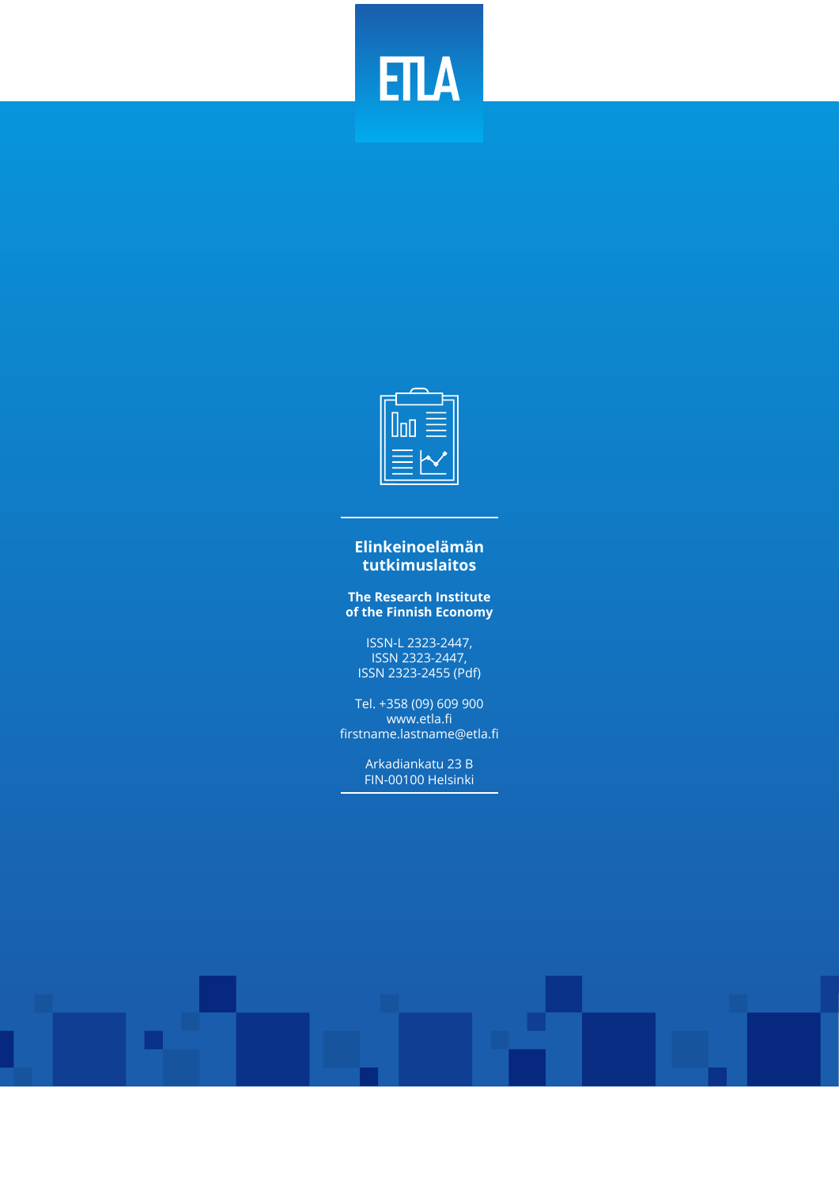ETLA

**Elinkeinoelämän tutkimuslaitos**

**The Research Institute of the Finnish Economy**

ISSN-L 2323-2447,
ISSN 2323-2447,
ISSN 2323-2455 (Pdf)

Tel. +358 (09) 609 900
www.etla.fi
firstname.lastname@etla.fi

Arkadiankatu 23 B
FIN-00100 Helsinki